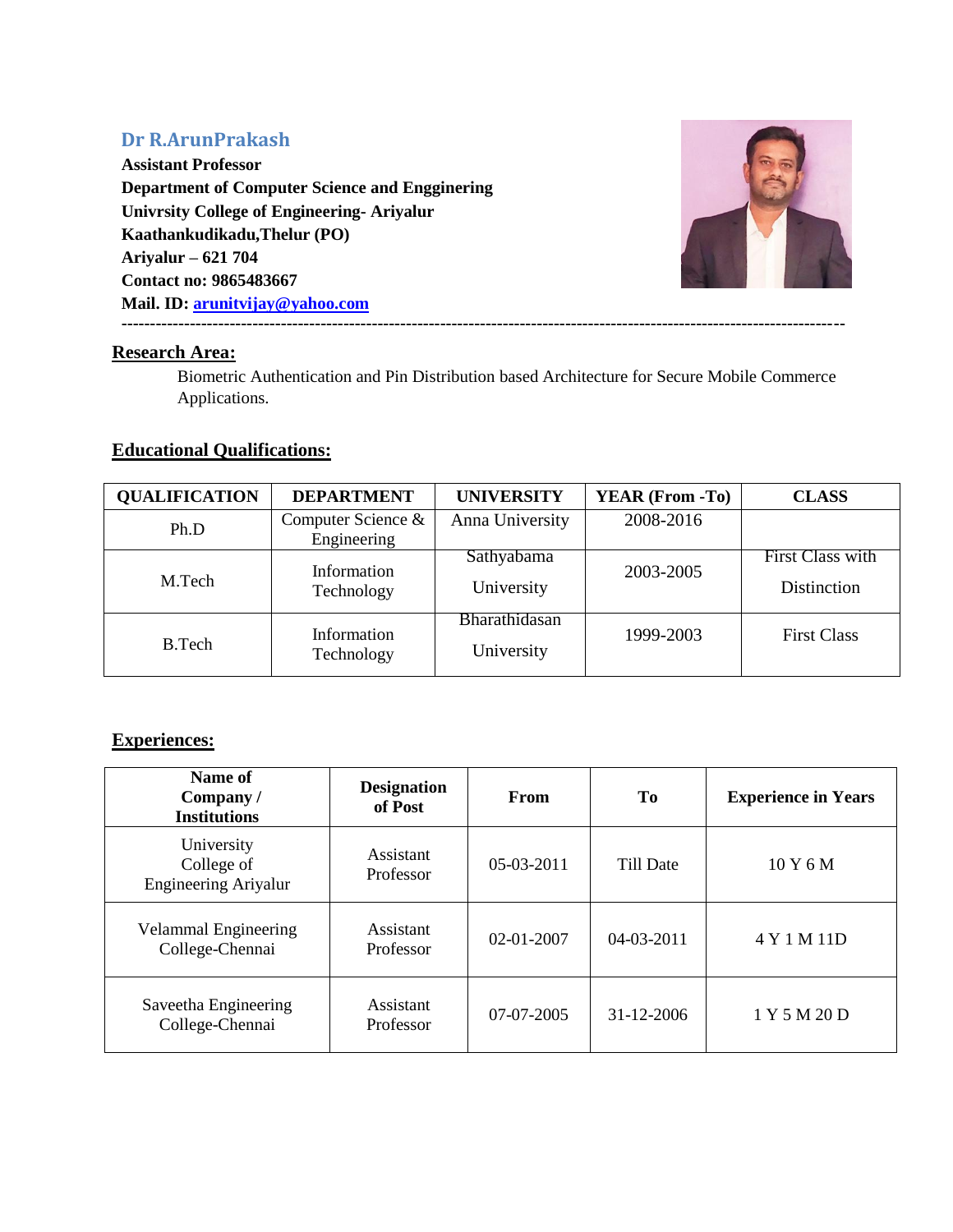## Dr R.ArunPrakash

**Assistant Professor**
**Department of Computer Science and Engginering**
**Univrsity College of Engineering- Ariyalur**
**Kaathankudikadu,Thelur (PO)**
**Ariyalur – 621 704**
**Contact no: 9865483667**
**Mail. ID: arunitvijay@yahoo.com**

---

### Research Area:

Biometric Authentication and Pin Distribution based Architecture for Secure Mobile Commerce Applications.

### Educational Qualifications:

| QUALIFICATION | DEPARTMENT | UNIVERSITY | YEAR (From -To) | CLASS |
|---|---|---|---|---|
| Ph.D | Computer Science & Engineering | Anna University | 2008-2016 | |
| M.Tech | Information Technology | Sathyabama University | 2003-2005 | First Class with Distinction |
| B.Tech | Information Technology | Bharathidasan University | 1999-2003 | First Class |

### Experiences:

| Name of Company / Institutions | Designation of Post | From | To | Experience in Years |
|---|---|---|---|---|
| University College of Engineering Ariyalur | Assistant Professor | 05-03-2011 | Till Date | 10 Y 6 M |
| Velammal Engineering College-Chennai | Assistant Professor | 02-01-2007 | 04-03-2011 | 4 Y 1 M 11D |
| Saveetha Engineering College-Chennai | Assistant Professor | 07-07-2005 | 31-12-2006 | 1 Y 5 M 20 D |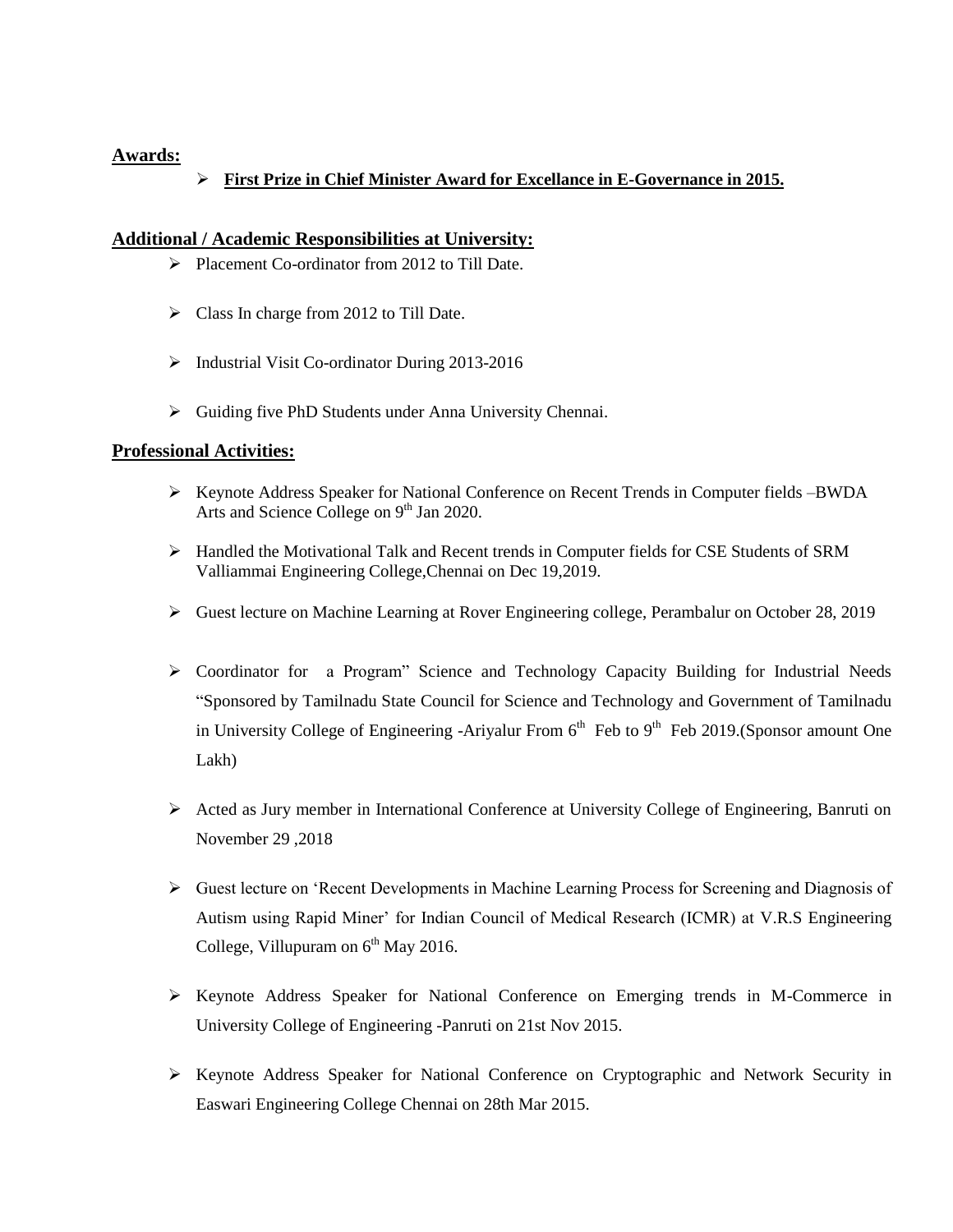## Awards:

- **First Prize in Chief Minister Award for Excellance in E-Governance in 2015.**

## Additional / Academic Responsibilities at University:

- Placement Co-ordinator from 2012 to Till Date.
- Class In charge from 2012 to Till Date.
- Industrial Visit Co-ordinator During 2013-2016
- Guiding five PhD Students under Anna University Chennai.

## Professional Activities:

- Keynote Address Speaker for National Conference on Recent Trends in Computer fields –BWDA Arts and Science College on 9th Jan 2020.
- Handled the Motivational Talk and Recent trends in Computer fields for CSE Students of SRM Valliammai Engineering College,Chennai on Dec 19,2019.
- Guest lecture on Machine Learning at Rover Engineering college, Perambalur on October 28, 2019
- Coordinator for a Program" Science and Technology Capacity Building for Industrial Needs "Sponsored by Tamilnadu State Council for Science and Technology and Government of Tamilnadu in University College of Engineering -Ariyalur From 6th Feb to 9th Feb 2019.(Sponsor amount One Lakh)
- Acted as Jury member in International Conference at University College of Engineering, Banruti on November 29 ,2018
- Guest lecture on 'Recent Developments in Machine Learning Process for Screening and Diagnosis of Autism using Rapid Miner' for Indian Council of Medical Research (ICMR) at V.R.S Engineering College, Villupuram on 6th May 2016.
- Keynote Address Speaker for National Conference on Emerging trends in M-Commerce in University College of Engineering -Panruti on 21st Nov 2015.
- Keynote Address Speaker for National Conference on Cryptographic and Network Security in Easwari Engineering College Chennai on 28th Mar 2015.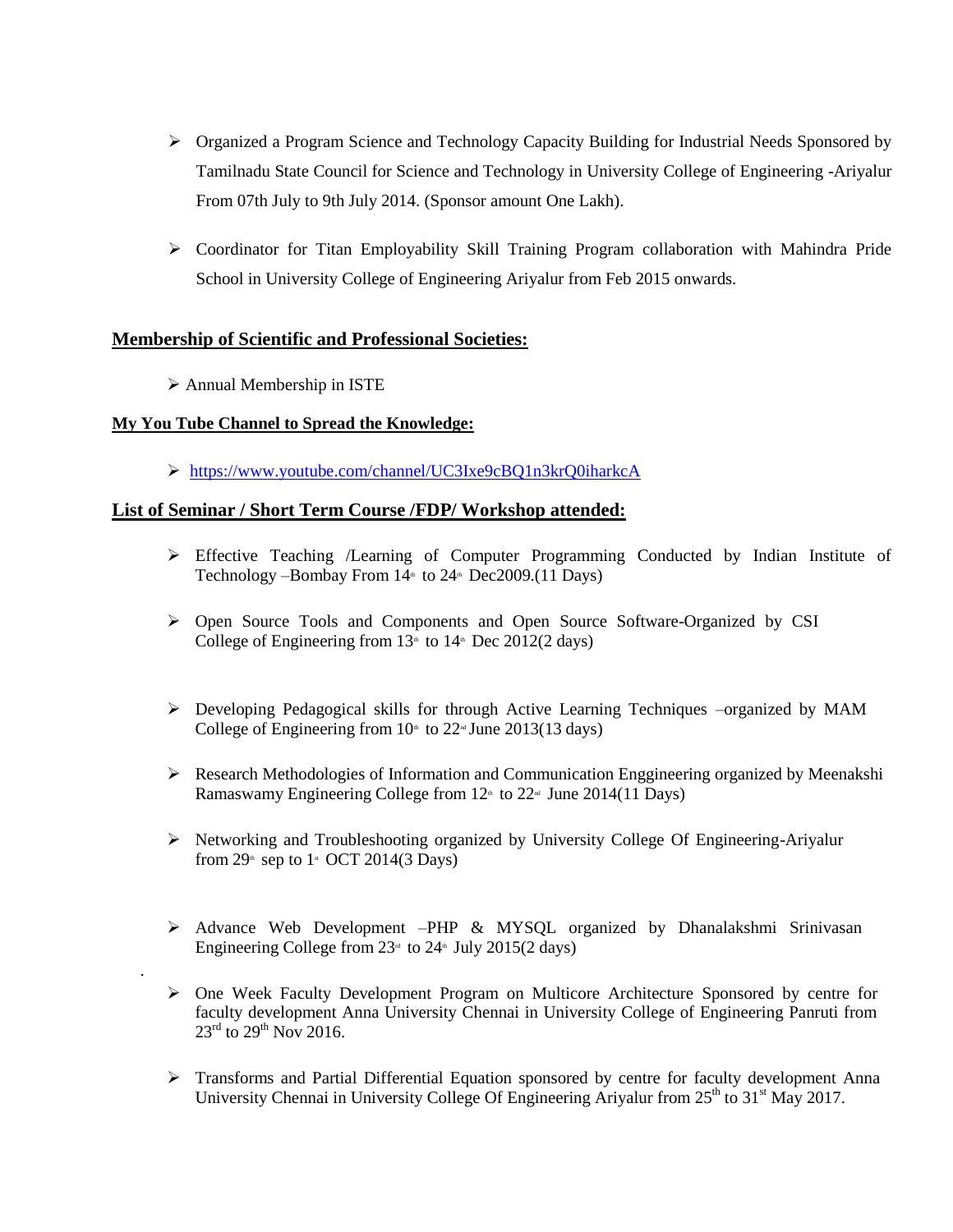- Organized a Program Science and Technology Capacity Building for Industrial Needs Sponsored by Tamilnadu State Council for Science and Technology in University College of Engineering -Ariyalur From 07th July to 9th July 2014. (Sponsor amount One Lakh).

- Coordinator for Titan Employability Skill Training Program collaboration with Mahindra Pride School in University College of Engineering Ariyalur from Feb 2015 onwards.

## **Membership of Scientific and Professional Societies:**

- Annual Membership in ISTE

### **My You Tube Channel to Spread the Knowledge:**

- https://www.youtube.com/channel/UC3Ixe9cBQ1n3krQ0iharkcA

## **List of Seminar / Short Term Course /FDP/ Workshop attended:**

- Effective Teaching /Learning of Computer Programming Conducted by Indian Institute of Technology –Bombay From 14th to 24th Dec2009.(11 Days)

- Open Source Tools and Components and Open Source Software-Organized by CSI College of Engineering from 13th to 14th Dec 2012(2 days)

- Developing Pedagogical skills for through Active Learning Techniques –organized by MAM College of Engineering from 10th to 22nd June 2013(13 days)

- Research Methodologies of Information and Communication Enggineering organized by Meenakshi Ramaswamy Engineering College from 12th to 22nd June 2014(11 Days)

- Networking and Troubleshooting organized by University College Of Engineering-Ariyalur from 29th sep to 1st OCT 2014(3 Days)

- Advance Web Development –PHP & MYSQL organized by Dhanalakshmi Srinivasan Engineering College from 23rd to 24th July 2015(2 days)

- One Week Faculty Development Program on Multicore Architecture Sponsored by centre for faculty development Anna University Chennai in University College of Engineering Panruti from 23rd to 29th Nov 2016.

- Transforms and Partial Differential Equation sponsored by centre for faculty development Anna University Chennai in University College Of Engineering Ariyalur from 25th to 31st May 2017.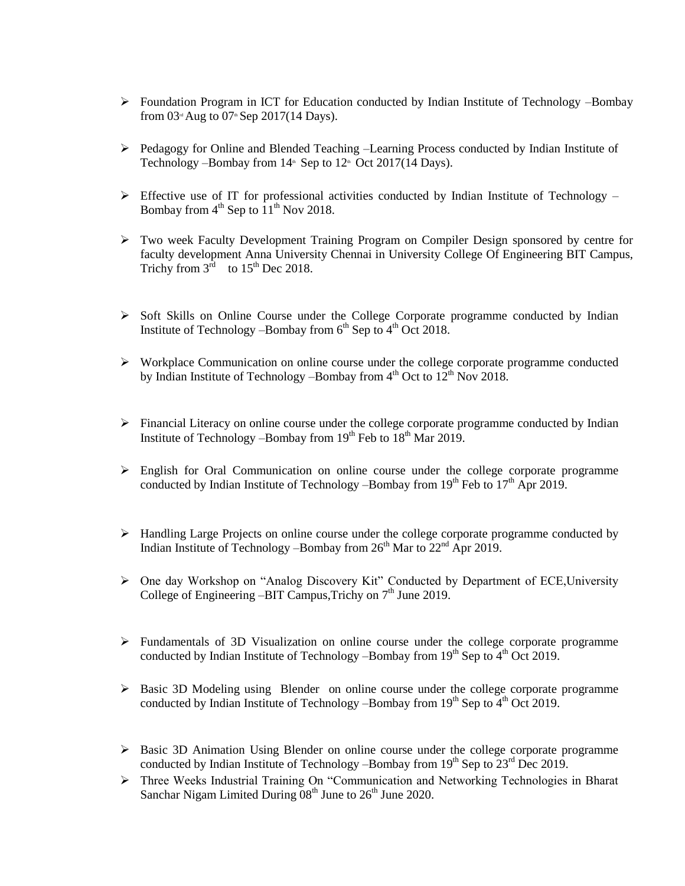- Foundation Program in ICT for Education conducted by Indian Institute of Technology –Bombay from 03rd Aug to 07th Sep 2017(14 Days).
- Pedagogy for Online and Blended Teaching –Learning Process conducted by Indian Institute of Technology –Bombay from 14th Sep to 12th Oct 2017(14 Days).
- Effective use of IT for professional activities conducted by Indian Institute of Technology –Bombay from 4th Sep to 11th Nov 2018.
- Two week Faculty Development Training Program on Compiler Design sponsored by centre for faculty development Anna University Chennai in University College Of Engineering BIT Campus, Trichy from 3rd to 15th Dec 2018.
- Soft Skills on Online Course under the College Corporate programme conducted by Indian Institute of Technology –Bombay from 6th Sep to 4th Oct 2018.
- Workplace Communication on online course under the college corporate programme conducted by Indian Institute of Technology –Bombay from 4th Oct to 12th Nov 2018.
- Financial Literacy on online course under the college corporate programme conducted by Indian Institute of Technology –Bombay from 19th Feb to 18th Mar 2019.
- English for Oral Communication on online course under the college corporate programme conducted by Indian Institute of Technology –Bombay from 19th Feb to 17th Apr 2019.
- Handling Large Projects on online course under the college corporate programme conducted by Indian Institute of Technology –Bombay from 26th Mar to 22nd Apr 2019.
- One day Workshop on "Analog Discovery Kit" Conducted by Department of ECE,University College of Engineering –BIT Campus,Trichy on 7th June 2019.
- Fundamentals of 3D Visualization on online course under the college corporate programme conducted by Indian Institute of Technology –Bombay from 19th Sep to 4th Oct 2019.
- Basic 3D Modeling using Blender on online course under the college corporate programme conducted by Indian Institute of Technology –Bombay from 19th Sep to 4th Oct 2019.
- Basic 3D Animation Using Blender on online course under the college corporate programme conducted by Indian Institute of Technology –Bombay from 19th Sep to 23rd Dec 2019.
- Three Weeks Industrial Training On "Communication and Networking Technologies in Bharat Sanchar Nigam Limited During 08th June to 26th June 2020.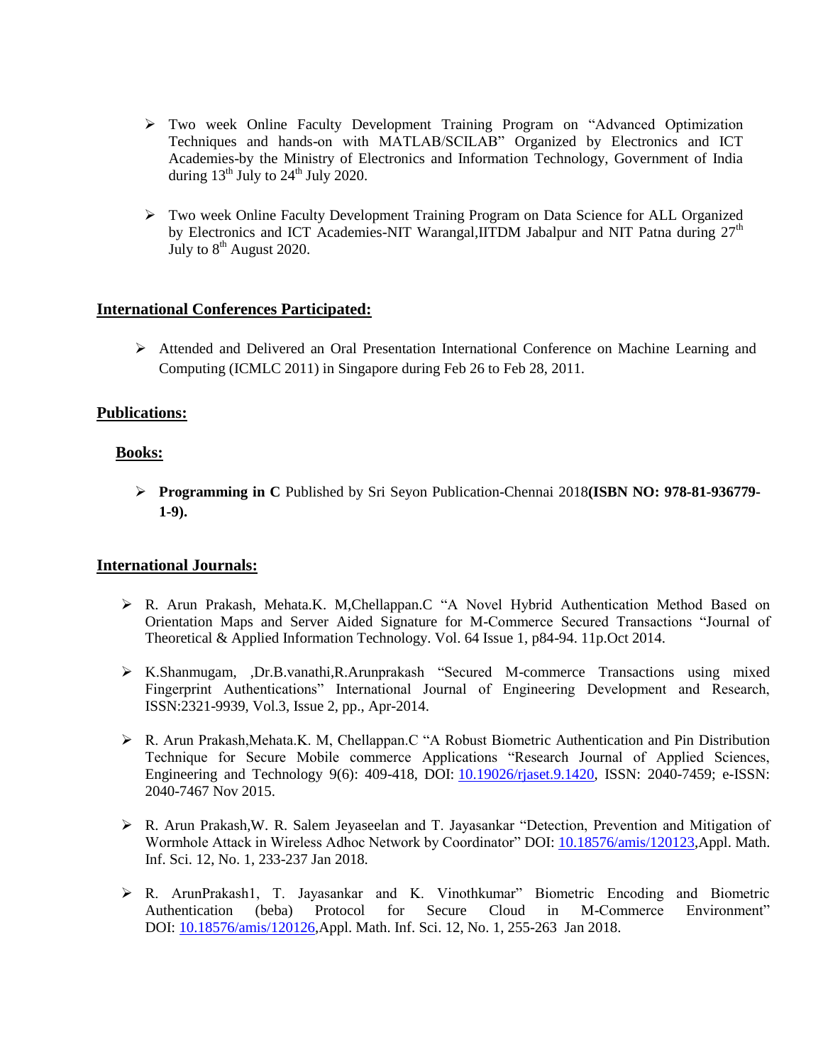- Two week Online Faculty Development Training Program on "Advanced Optimization Techniques and hands-on with MATLAB/SCILAB" Organized by Electronics and ICT Academies-by the Ministry of Electronics and Information Technology, Government of India during 13th July to 24th July 2020.

- Two week Online Faculty Development Training Program on Data Science for ALL Organized by Electronics and ICT Academies-NIT Warangal,IITDM Jabalpur and NIT Patna during 27th July to 8th August 2020.

## International Conferences Participated:

- Attended and Delivered an Oral Presentation International Conference on Machine Learning and Computing (ICMLC 2011) in Singapore during Feb 26 to Feb 28, 2011.

## Publications:

### Books:

- **Programming in C** Published by Sri Seyon Publication-Chennai 2018**(ISBN NO: 978-81-936779-1-9).**

## International Journals:

- R. Arun Prakash, Mehata.K. M,Chellappan.C "A Novel Hybrid Authentication Method Based on Orientation Maps and Server Aided Signature for M-Commerce Secured Transactions "Journal of Theoretical & Applied Information Technology. Vol. 64 Issue 1, p84-94. 11p.Oct 2014.

- K.Shanmugam, ,Dr.B.vanathi,R.Arunprakash "Secured M-commerce Transactions using mixed Fingerprint Authentications" International Journal of Engineering Development and Research, ISSN:2321-9939, Vol.3, Issue 2, pp., Apr-2014.

- R. Arun Prakash,Mehata.K. M, Chellappan.C "A Robust Biometric Authentication and Pin Distribution Technique for Secure Mobile commerce Applications "Research Journal of Applied Sciences, Engineering and Technology 9(6): 409-418, DOI: 10.19026/rjaset.9.1420, ISSN: 2040-7459; e-ISSN: 2040-7467 Nov 2015.

- R. Arun Prakash,W. R. Salem Jeyaseelan and T. Jayasankar "Detection, Prevention and Mitigation of Wormhole Attack in Wireless Adhoc Network by Coordinator" DOI: 10.18576/amis/120123,Appl. Math. Inf. Sci. 12, No. 1, 233-237 Jan 2018.

- R. ArunPrakash1, T. Jayasankar and K. Vinothkumar" Biometric Encoding and Biometric Authentication (beba) Protocol for Secure Cloud in M-Commerce Environment" DOI: 10.18576/amis/120126,Appl. Math. Inf. Sci. 12, No. 1, 255-263 Jan 2018.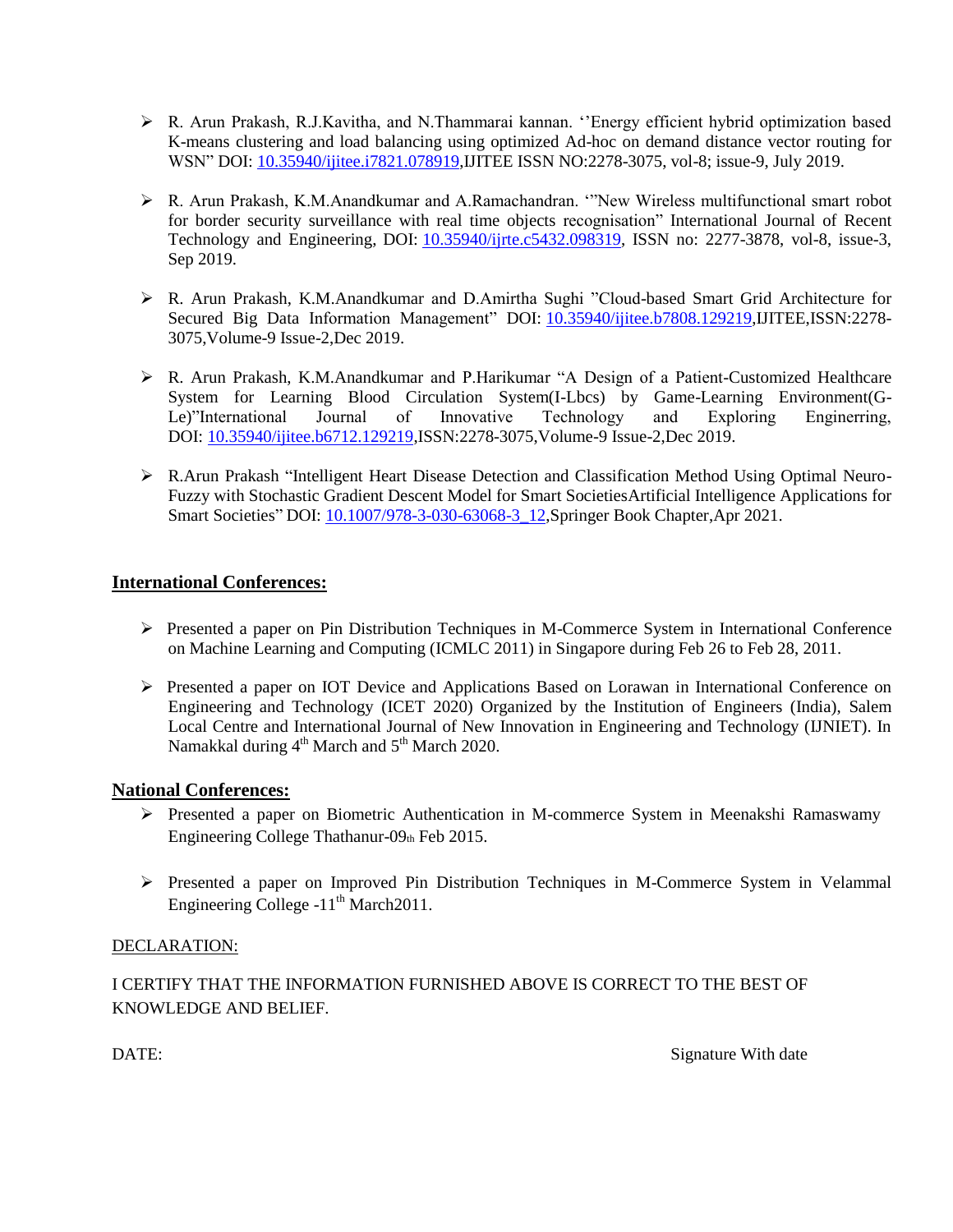- R. Arun Prakash, R.J.Kavitha, and N.Thammarai kannan. ‘’Energy efficient hybrid optimization based K-means clustering and load balancing using optimized Ad-hoc on demand distance vector routing for WSN” DOI: 10.35940/ijitee.i7821.078919,IJITEE ISSN NO:2278-3075, vol-8; issue-9, July 2019.

- R. Arun Prakash, K.M.Anandkumar and A.Ramachandran. ‘”New Wireless multifunctional smart robot for border security surveillance with real time objects recognisation” International Journal of Recent Technology and Engineering, DOI: 10.35940/ijrte.c5432.098319, ISSN no: 2277-3878, vol-8, issue-3, Sep 2019.

- R. Arun Prakash, K.M.Anandkumar and D.Amirtha Sughi ”Cloud-based Smart Grid Architecture for Secured Big Data Information Management” DOI: 10.35940/ijitee.b7808.129219,IJITEE,ISSN:2278-3075,Volume-9 Issue-2,Dec 2019.

- R. Arun Prakash, K.M.Anandkumar and P.Harikumar “A Design of a Patient-Customized Healthcare System for Learning Blood Circulation System(I-Lbcs) by Game-Learning Environment(G-Le)”International Journal of Innovative Technology and Exploring Enginerring, DOI: 10.35940/ijitee.b6712.129219,ISSN:2278-3075,Volume-9 Issue-2,Dec 2019.

- R.Arun Prakash “Intelligent Heart Disease Detection and Classification Method Using Optimal Neuro-Fuzzy with Stochastic Gradient Descent Model for Smart SocietiesArtificial Intelligence Applications for Smart Societies” DOI: 10.1007/978-3-030-63068-3_12,Springer Book Chapter,Apr 2021.

## International Conferences:

- Presented a paper on Pin Distribution Techniques in M-Commerce System in International Conference on Machine Learning and Computing (ICMLC 2011) in Singapore during Feb 26 to Feb 28, 2011.

- Presented a paper on IOT Device and Applications Based on Lorawan in International Conference on Engineering and Technology (ICET 2020) Organized by the Institution of Engineers (India), Salem Local Centre and International Journal of New Innovation in Engineering and Technology (IJNIET). In Namakkal during 4th March and 5th March 2020.

## National Conferences:

- Presented a paper on Biometric Authentication in M-commerce System in Meenakshi Ramaswamy Engineering College Thathanur-09th Feb 2015.

- Presented a paper on Improved Pin Distribution Techniques in M-Commerce System in Velammal Engineering College -11th March2011.

DECLARATION:

I CERTIFY THAT THE INFORMATION FURNISHED ABOVE IS CORRECT TO THE BEST OF KNOWLEDGE AND BELIEF.

DATE: Signature With date